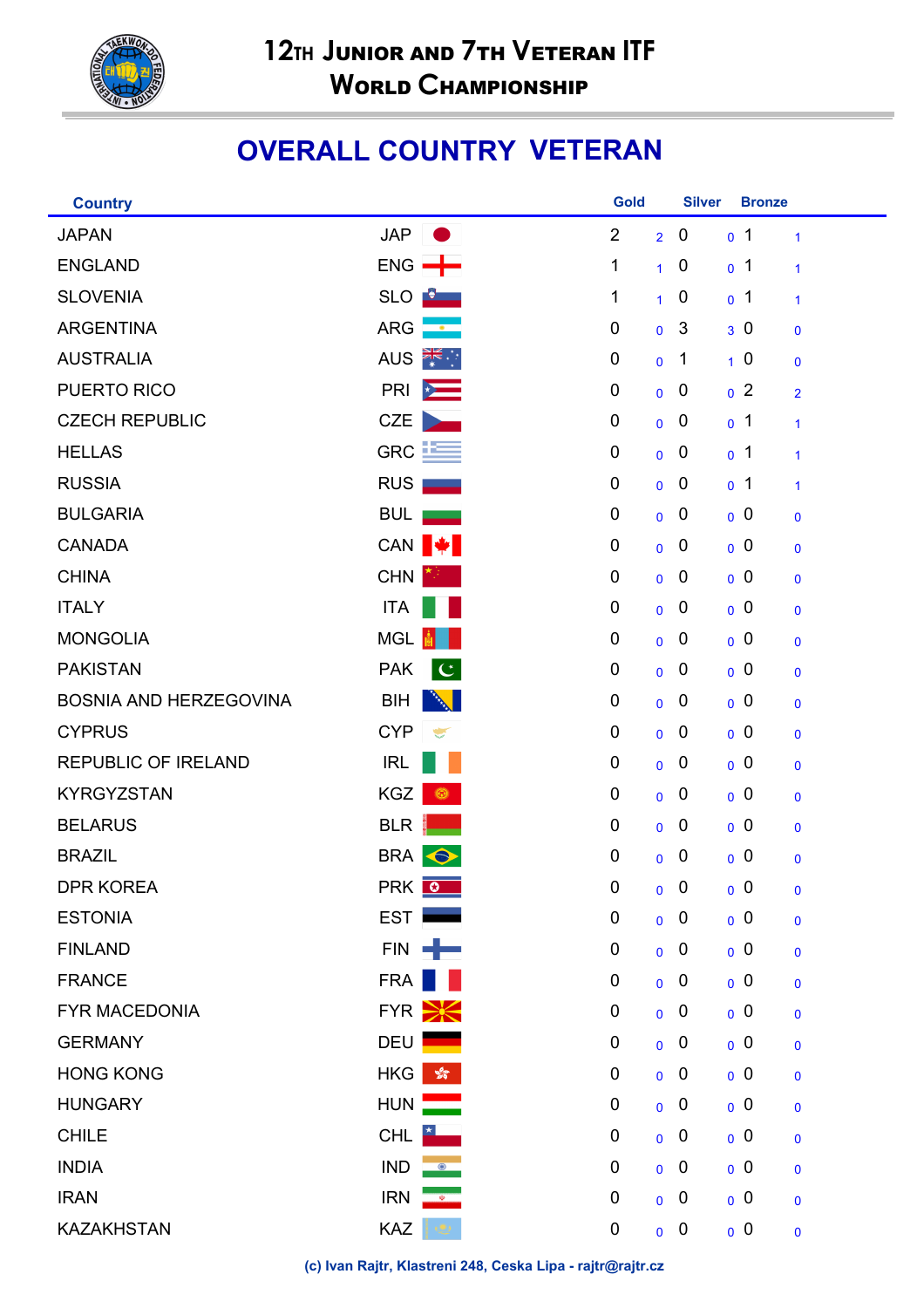# 12TH JUNIOR AND 7TH VETERAN ITF WORLD CHAMPIONSHIP

## OVERALL COUNTRY VETERAN

| Country | | Gold | | Silver | | Bronze | |
|---|---|---|---|---|---|---|---|
| JAPAN | JAP | 2 | 2 | 0 | 0 | 1 | 1 |
| ENGLAND | ENG | 1 | 1 | 0 | 0 | 1 | 1 |
| SLOVENIA | SLO | 1 | 1 | 0 | 0 | 1 | 1 |
| ARGENTINA | ARG | 0 | 0 | 3 | 3 | 0 | 0 |
| AUSTRALIA | AUS | 0 | 0 | 1 | 1 | 0 | 0 |
| PUERTO RICO | PRI | 0 | 0 | 0 | 0 | 2 | 2 |
| CZECH REPUBLIC | CZE | 0 | 0 | 0 | 0 | 1 | 1 |
| HELLAS | GRC | 0 | 0 | 0 | 0 | 1 | 1 |
| RUSSIA | RUS | 0 | 0 | 0 | 0 | 1 | 1 |
| BULGARIA | BUL | 0 | 0 | 0 | 0 | 0 | 0 |
| CANADA | CAN | 0 | 0 | 0 | 0 | 0 | 0 |
| CHINA | CHN | 0 | 0 | 0 | 0 | 0 | 0 |
| ITALY | ITA | 0 | 0 | 0 | 0 | 0 | 0 |
| MONGOLIA | MGL | 0 | 0 | 0 | 0 | 0 | 0 |
| PAKISTAN | PAK | 0 | 0 | 0 | 0 | 0 | 0 |
| BOSNIA AND HERZEGOVINA | BIH | 0 | 0 | 0 | 0 | 0 | 0 |
| CYPRUS | CYP | 0 | 0 | 0 | 0 | 0 | 0 |
| REPUBLIC OF IRELAND | IRL | 0 | 0 | 0 | 0 | 0 | 0 |
| KYRGYZSTAN | KGZ | 0 | 0 | 0 | 0 | 0 | 0 |
| BELARUS | BLR | 0 | 0 | 0 | 0 | 0 | 0 |
| BRAZIL | BRA | 0 | 0 | 0 | 0 | 0 | 0 |
| DPR KOREA | PRK | 0 | 0 | 0 | 0 | 0 | 0 |
| ESTONIA | EST | 0 | 0 | 0 | 0 | 0 | 0 |
| FINLAND | FIN | 0 | 0 | 0 | 0 | 0 | 0 |
| FRANCE | FRA | 0 | 0 | 0 | 0 | 0 | 0 |
| FYR MACEDONIA | FYR | 0 | 0 | 0 | 0 | 0 | 0 |
| GERMANY | DEU | 0 | 0 | 0 | 0 | 0 | 0 |
| HONG KONG | HKG | 0 | 0 | 0 | 0 | 0 | 0 |
| HUNGARY | HUN | 0 | 0 | 0 | 0 | 0 | 0 |
| CHILE | CHL | 0 | 0 | 0 | 0 | 0 | 0 |
| INDIA | IND | 0 | 0 | 0 | 0 | 0 | 0 |
| IRAN | IRN | 0 | 0 | 0 | 0 | 0 | 0 |
| KAZAKHSTAN | KAZ | 0 | 0 | 0 | 0 | 0 | 0 |

(c) Ivan Rajtr, Klastreni 248, Ceska Lipa - rajtr@rajtr.cz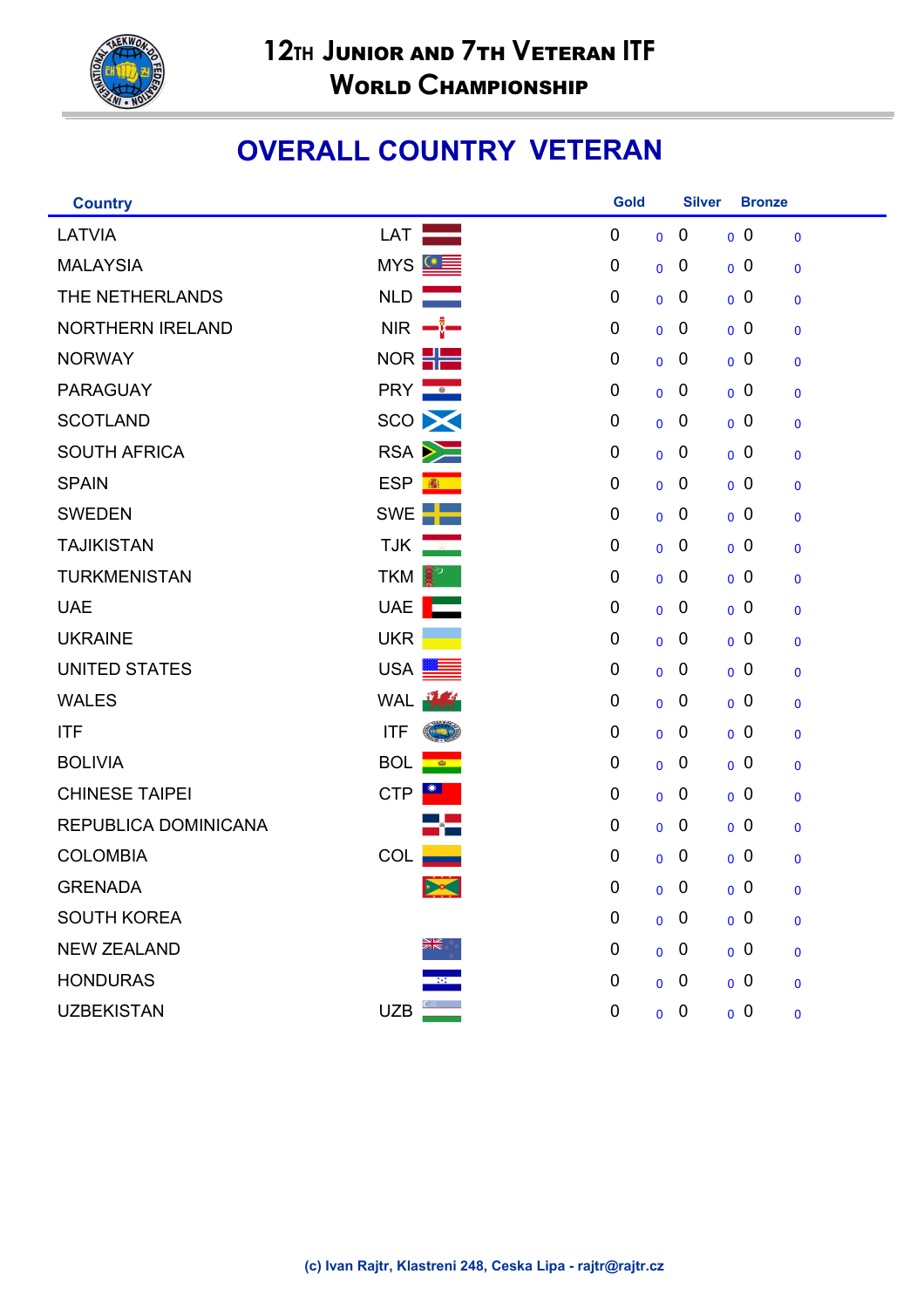# 12TH JUNIOR AND 7TH VETERAN ITF WORLD CHAMPIONSHIP

## OVERALL COUNTRY VETERAN

| Country | | Gold | | Silver | | Bronze | |
|---|---|---|---|---|---|---|---|
| LATVIA | LAT | 0 | 0 | 0 | 0 | 0 | 0 |
| MALAYSIA | MYS | 0 | 0 | 0 | 0 | 0 | 0 |
| THE NETHERLANDS | NLD | 0 | 0 | 0 | 0 | 0 | 0 |
| NORTHERN IRELAND | NIR | 0 | 0 | 0 | 0 | 0 | 0 |
| NORWAY | NOR | 0 | 0 | 0 | 0 | 0 | 0 |
| PARAGUAY | PRY | 0 | 0 | 0 | 0 | 0 | 0 |
| SCOTLAND | SCO | 0 | 0 | 0 | 0 | 0 | 0 |
| SOUTH AFRICA | RSA | 0 | 0 | 0 | 0 | 0 | 0 |
| SPAIN | ESP | 0 | 0 | 0 | 0 | 0 | 0 |
| SWEDEN | SWE | 0 | 0 | 0 | 0 | 0 | 0 |
| TAJIKISTAN | TJK | 0 | 0 | 0 | 0 | 0 | 0 |
| TURKMENISTAN | TKM | 0 | 0 | 0 | 0 | 0 | 0 |
| UAE | UAE | 0 | 0 | 0 | 0 | 0 | 0 |
| UKRAINE | UKR | 0 | 0 | 0 | 0 | 0 | 0 |
| UNITED STATES | USA | 0 | 0 | 0 | 0 | 0 | 0 |
| WALES | WAL | 0 | 0 | 0 | 0 | 0 | 0 |
| ITF | ITF | 0 | 0 | 0 | 0 | 0 | 0 |
| BOLIVIA | BOL | 0 | 0 | 0 | 0 | 0 | 0 |
| CHINESE TAIPEI | CTP | 0 | 0 | 0 | 0 | 0 | 0 |
| REPUBLICA DOMINICANA | | 0 | 0 | 0 | 0 | 0 | 0 |
| COLOMBIA | COL | 0 | 0 | 0 | 0 | 0 | 0 |
| GRENADA | | 0 | 0 | 0 | 0 | 0 | 0 |
| SOUTH KOREA | | 0 | 0 | 0 | 0 | 0 | 0 |
| NEW ZEALAND | | 0 | 0 | 0 | 0 | 0 | 0 |
| HONDURAS | | 0 | 0 | 0 | 0 | 0 | 0 |
| UZBEKISTAN | UZB | 0 | 0 | 0 | 0 | 0 | 0 |

(c) Ivan Rajtr, Klastreni 248, Ceska Lipa - rajtr@rajtr.cz